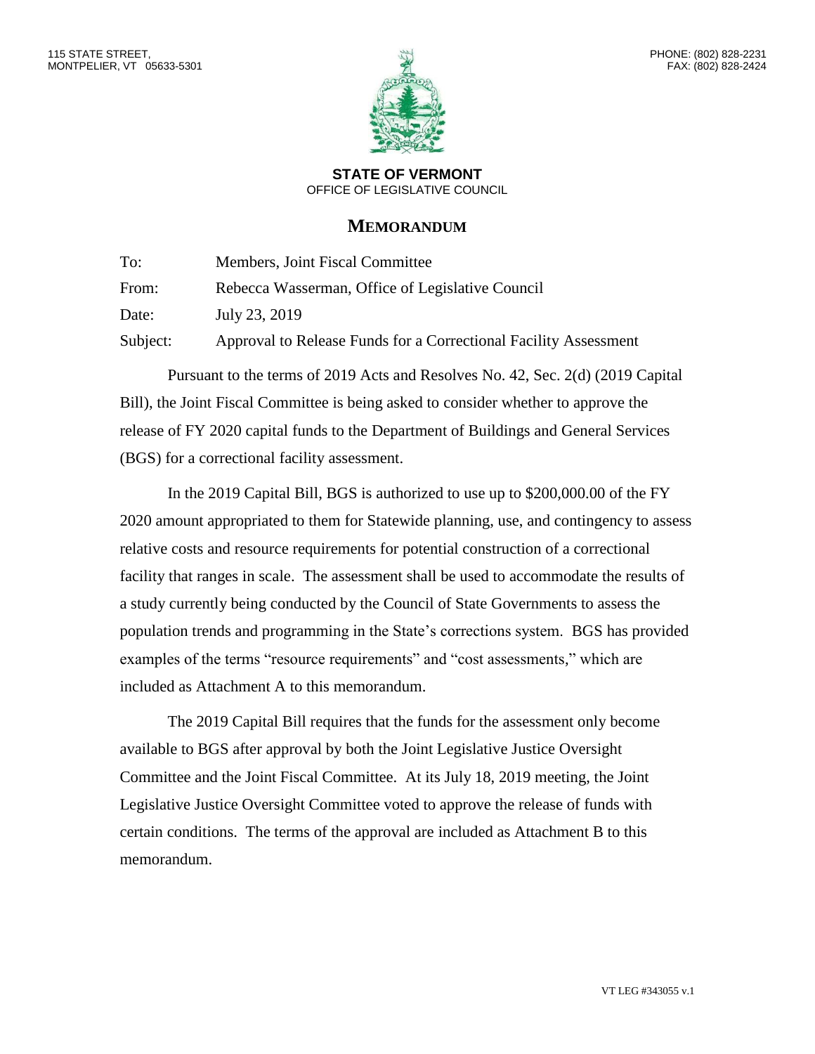115 STATE STREET,
MONTPELIER, VT 05633-5301

PHONE: (802) 828-2231
FAX: (802) 828-2424

**STATE OF VERMONT**
OFFICE OF LEGISLATIVE COUNCIL

## MEMORANDUM

| | |
|---|---|
| To: | Members, Joint Fiscal Committee |
| From: | Rebecca Wasserman, Office of Legislative Council |
| Date: | July 23, 2019 |
| Subject: | Approval to Release Funds for a Correctional Facility Assessment |

Pursuant to the terms of 2019 Acts and Resolves No. 42, Sec. 2(d) (2019 Capital Bill), the Joint Fiscal Committee is being asked to consider whether to approve the release of FY 2020 capital funds to the Department of Buildings and General Services (BGS) for a correctional facility assessment.

In the 2019 Capital Bill, BGS is authorized to use up to $200,000.00 of the FY 2020 amount appropriated to them for Statewide planning, use, and contingency to assess relative costs and resource requirements for potential construction of a correctional facility that ranges in scale. The assessment shall be used to accommodate the results of a study currently being conducted by the Council of State Governments to assess the population trends and programming in the State's corrections system. BGS has provided examples of the terms "resource requirements" and "cost assessments," which are included as Attachment A to this memorandum.

The 2019 Capital Bill requires that the funds for the assessment only become available to BGS after approval by both the Joint Legislative Justice Oversight Committee and the Joint Fiscal Committee. At its July 18, 2019 meeting, the Joint Legislative Justice Oversight Committee voted to approve the release of funds with certain conditions. The terms of the approval are included as Attachment B to this memorandum.

VT LEG #343055 v.1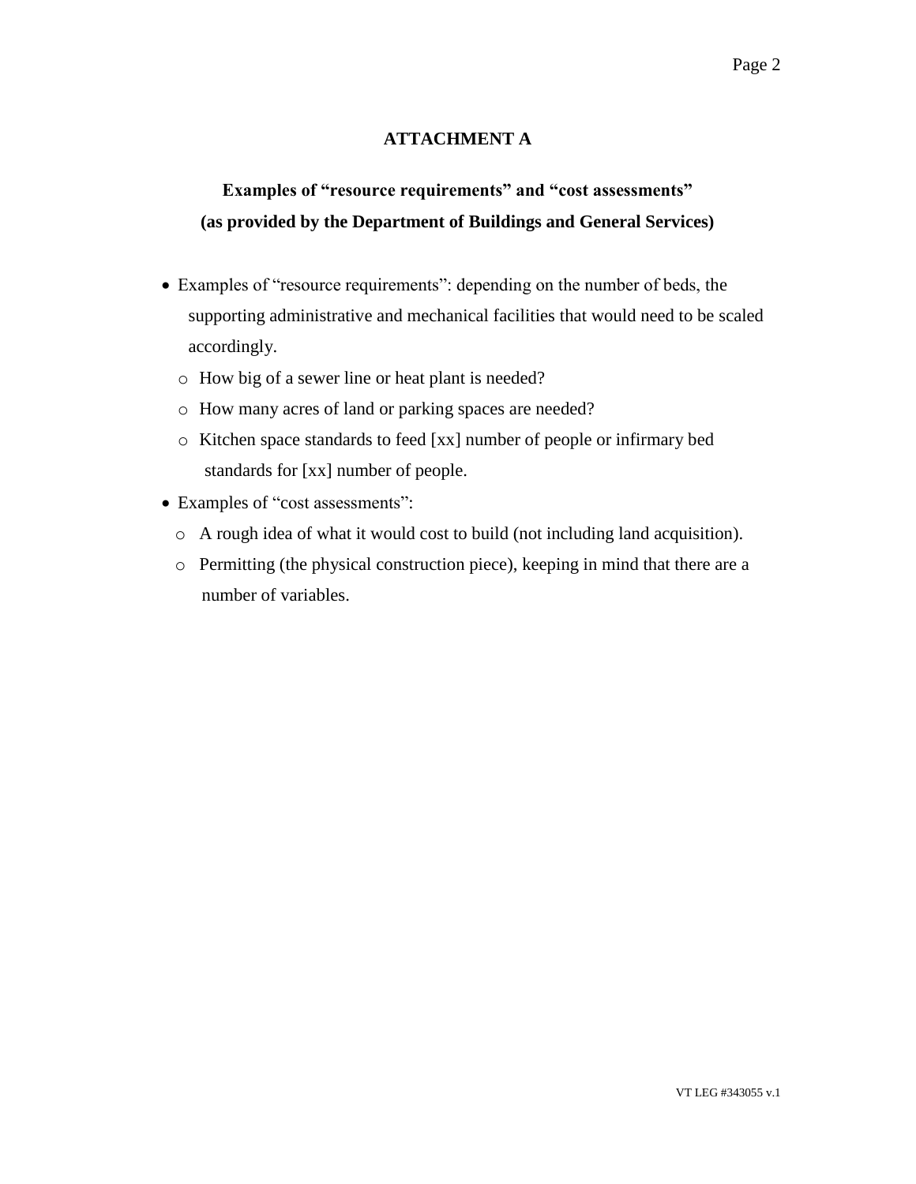# ATTACHMENT A

## Examples of "resource requirements" and "cost assessments" (as provided by the Department of Buildings and General Services)

- Examples of "resource requirements": depending on the number of beds, the supporting administrative and mechanical facilities that would need to be scaled accordingly.
  - How big of a sewer line or heat plant is needed?
  - How many acres of land or parking spaces are needed?
  - Kitchen space standards to feed [xx] number of people or infirmary bed standards for [xx] number of people.
- Examples of "cost assessments":
  - A rough idea of what it would cost to build (not including land acquisition).
  - Permitting (the physical construction piece), keeping in mind that there are a number of variables.

VT LEG #343055 v.1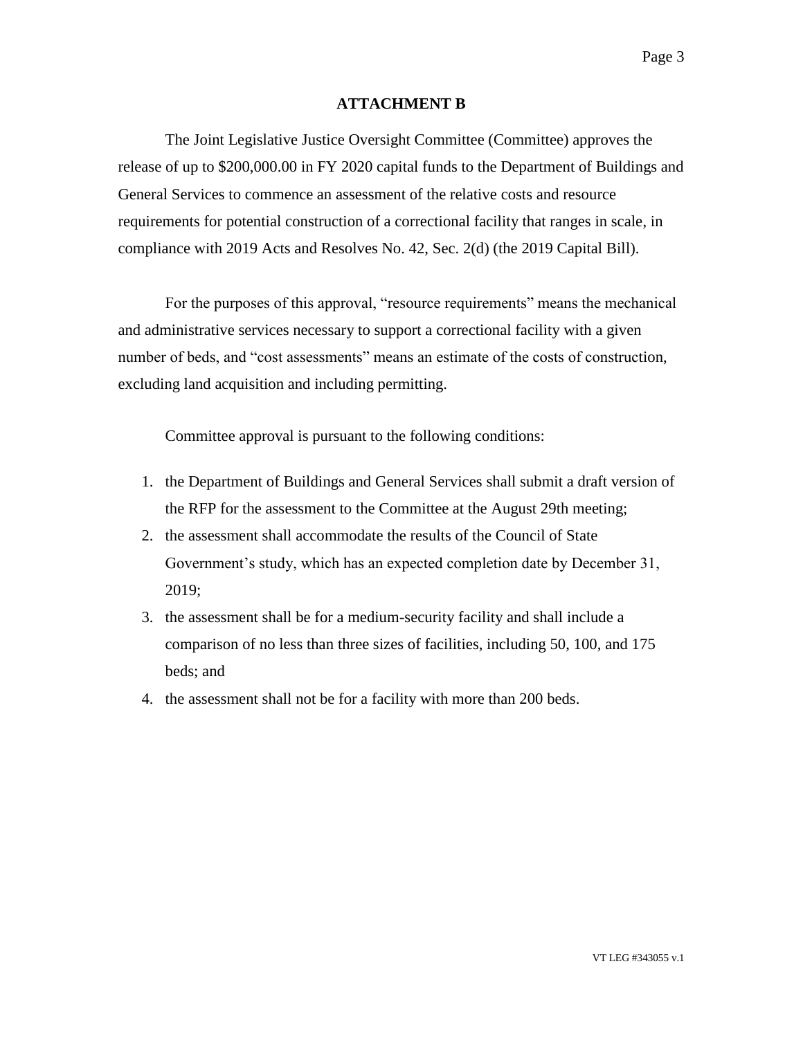## ATTACHMENT B

The Joint Legislative Justice Oversight Committee (Committee) approves the release of up to $200,000.00 in FY 2020 capital funds to the Department of Buildings and General Services to commence an assessment of the relative costs and resource requirements for potential construction of a correctional facility that ranges in scale, in compliance with 2019 Acts and Resolves No. 42, Sec. 2(d) (the 2019 Capital Bill).

For the purposes of this approval, "resource requirements" means the mechanical and administrative services necessary to support a correctional facility with a given number of beds, and "cost assessments" means an estimate of the costs of construction, excluding land acquisition and including permitting.

Committee approval is pursuant to the following conditions:

1. the Department of Buildings and General Services shall submit a draft version of the RFP for the assessment to the Committee at the August 29th meeting;
2. the assessment shall accommodate the results of the Council of State Government's study, which has an expected completion date by December 31, 2019;
3. the assessment shall be for a medium-security facility and shall include a comparison of no less than three sizes of facilities, including 50, 100, and 175 beds; and
4. the assessment shall not be for a facility with more than 200 beds.

VT LEG #343055 v.1